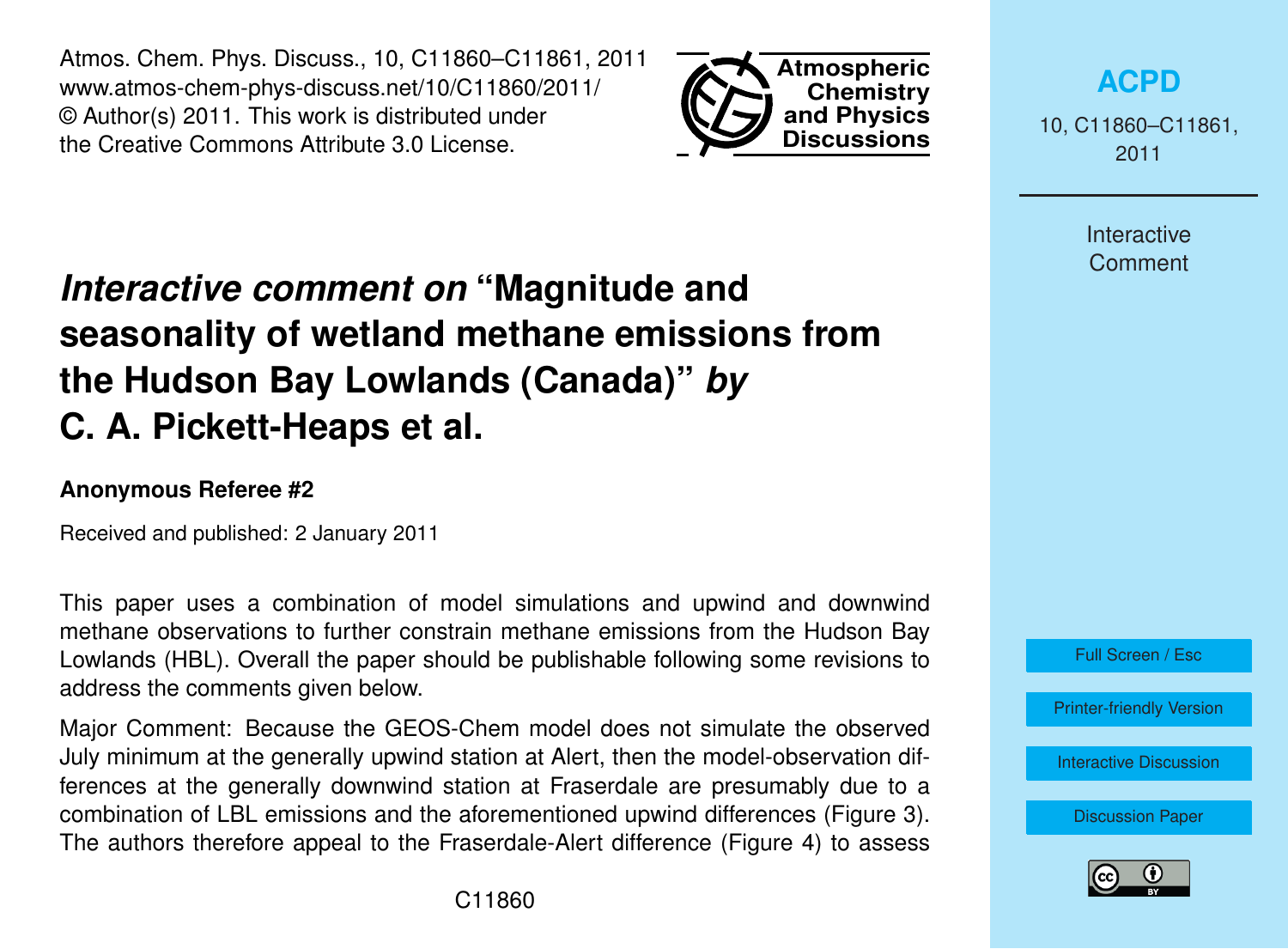# *Interactive comment on* "Magnitude and seasonality of wetland methane emissions from the Hudson Bay Lowlands (Canada)" *by* C. A. Pickett-Heaps et al.

**Anonymous Referee #2**

Received and published: 2 January 2011

This paper uses a combination of model simulations and upwind and downwind methane observations to further constrain methane emissions from the Hudson Bay Lowlands (HBL). Overall the paper should be publishable following some revisions to address the comments given below.

Major Comment: Because the GEOS-Chem model does not simulate the observed July minimum at the generally upwind station at Alert, then the model-observation differences at the generally downwind station at Fraserdale are presumably due to a combination of LBL emissions and the aforementioned upwind differences (Figure 3). The authors therefore appeal to the Fraserdale-Alert difference (Figure 4) to assess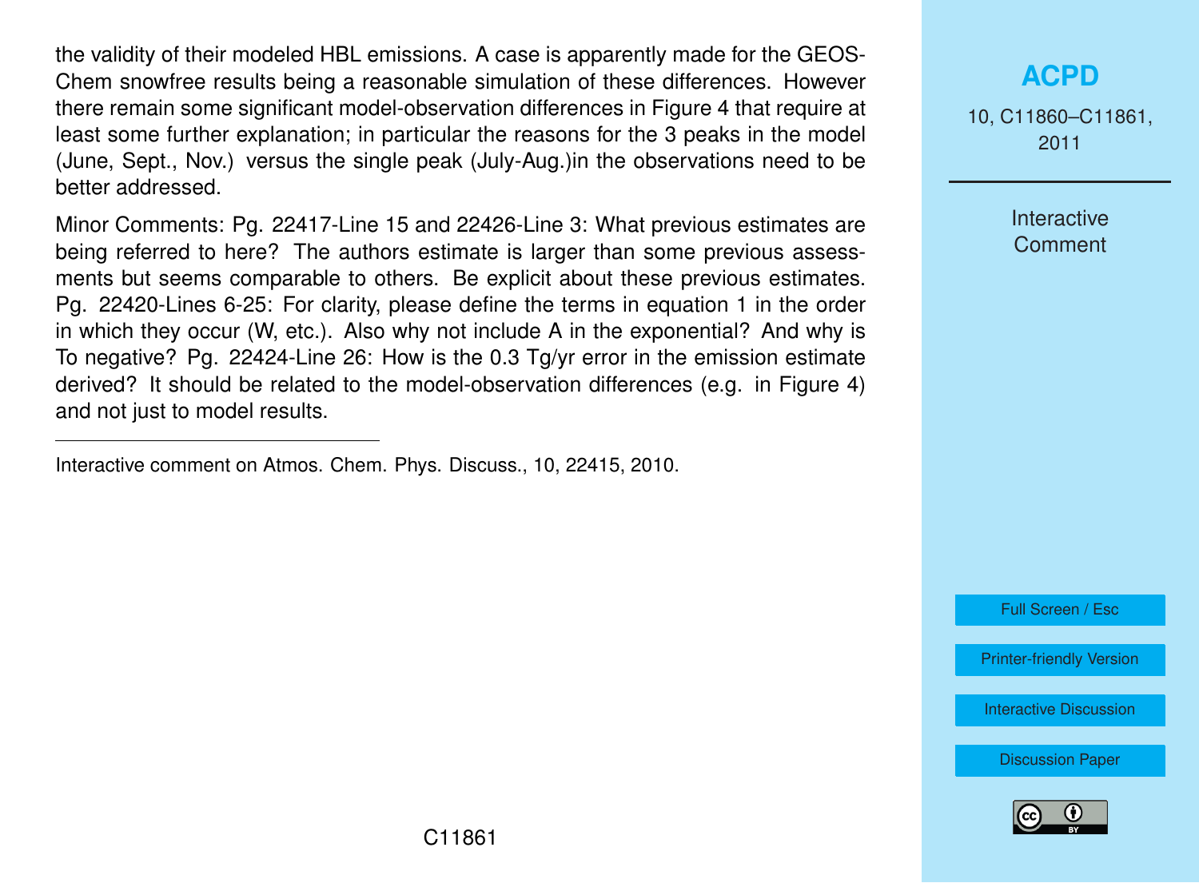the validity of their modeled HBL emissions. A case is apparently made for the GEOS-Chem snowfree results being a reasonable simulation of these differences. However there remain some significant model-observation differences in Figure 4 that require at least some further explanation; in particular the reasons for the 3 peaks in the model (June, Sept., Nov.) versus the single peak (July-Aug.)in the observations need to be better addressed.

Minor Comments: Pg. 22417-Line 15 and 22426-Line 3: What previous estimates are being referred to here? The authors estimate is larger than some previous assessments but seems comparable to others. Be explicit about these previous estimates. Pg. 22420-Lines 6-25: For clarity, please define the terms in equation 1 in the order in which they occur (W, etc.). Also why not include A in the exponential? And why is To negative? Pg. 22424-Line 26: How is the 0.3 Tg/yr error in the emission estimate derived? It should be related to the model-observation differences (e.g. in Figure 4) and not just to model results.

---

Interactive comment on Atmos. Chem. Phys. Discuss., 10, 22415, 2010.